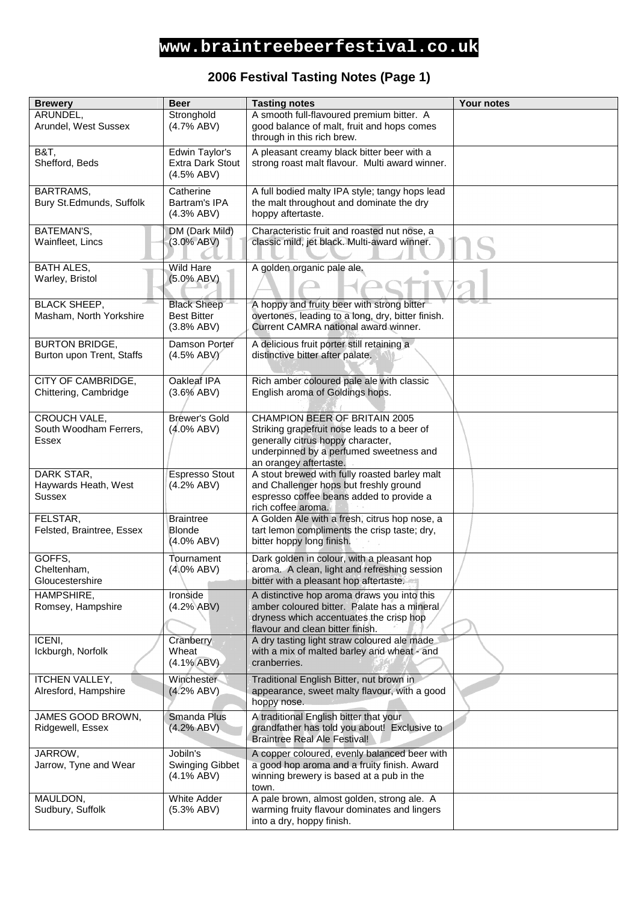# www.braintreebeerfestival.co.uk

## 2006 Festival Tasting Notes (Page 1)

| Brewery | Beer | Tasting notes | Your notes |
|---|---|---|---|
| ARUNDEL,<br>Arundel, West Sussex | Stronghold<br>(4.7% ABV) | A smooth full-flavoured premium bitter. A good balance of malt, fruit and hops comes through in this rich brew. | |
| B&T,<br>Shefford, Beds | Edwin Taylor's Extra Dark Stout<br>(4.5% ABV) | A pleasant creamy black bitter beer with a strong roast malt flavour. Multi award winner. | |
| BARTRAMS,<br>Bury St.Edmunds, Suffolk | Catherine Bartram's IPA<br>(4.3% ABV) | A full bodied malty IPA style; tangy hops lead the malt throughout and dominate the dry hoppy aftertaste. | |
| BATEMAN'S,<br>Wainfleet, Lincs | DM (Dark Mild)<br>(3.0% ABV) | Characteristic fruit and roasted nut nose, a classic mild, jet black. Multi-award winner. | |
| BATH ALES,<br>Warley, Bristol | Wild Hare<br>(5.0% ABV) | A golden organic pale ale. | |
| BLACK SHEEP,<br>Masham, North Yorkshire | Black Sheep Best Bitter<br>(3.8% ABV) | A hoppy and fruity beer with strong bitter overtones, leading to a long, dry, bitter finish. Current CAMRA national award winner. | |
| BURTON BRIDGE,<br>Burton upon Trent, Staffs | Damson Porter<br>(4.5% ABV) | A delicious fruit porter still retaining a distinctive bitter after palate. | |
| CITY OF CAMBRIDGE,<br>Chittering, Cambridge | Oakleaf IPA<br>(3.6% ABV) | Rich amber coloured pale ale with classic English aroma of Goldings hops. | |
| CROUCH VALE,<br>South Woodham Ferrers, Essex | Brewer's Gold<br>(4.0% ABV) | CHAMPION BEER OF BRITAIN 2005<br>Striking grapefruit nose leads to a beer of generally citrus hoppy character, underpinned by a perfumed sweetness and an orangey aftertaste. | |
| DARK STAR,<br>Haywards Heath, West Sussex | Espresso Stout<br>(4.2% ABV) | A stout brewed with fully roasted barley malt and Challenger hops but freshly ground espresso coffee beans added to provide a rich coffee aroma. | |
| FELSTAR,<br>Felsted, Braintree, Essex | Braintree Blonde<br>(4.0% ABV) | A Golden Ale with a fresh, citrus hop nose, a tart lemon compliments the crisp taste; dry, bitter hoppy long finish. | |
| GOFFS,<br>Cheltenham, Gloucestershire | Tournament<br>(4.0% ABV) | Dark golden in colour, with a pleasant hop aroma. A clean, light and refreshing session bitter with a pleasant hop aftertaste. | |
| HAMPSHIRE,<br>Romsey, Hampshire | Ironside<br>(4.2% ABV) | A distinctive hop aroma draws you into this amber coloured bitter. Palate has a mineral dryness which accentuates the crisp hop flavour and clean bitter finish. | |
| ICENI,<br>Ickburgh, Norfolk | Cranberry Wheat<br>(4.1% ABV) | A dry tasting light straw coloured ale made with a mix of malted barley and wheat - and cranberries. | |
| ITCHEN VALLEY,<br>Alresford, Hampshire | Winchester<br>(4.2% ABV) | Traditional English Bitter, nut brown in appearance, sweet malty flavour, with a good hoppy nose. | |
| JAMES GOOD BROWN,<br>Ridgewell, Essex | Smanda Plus<br>(4.2% ABV) | A traditional English bitter that your grandfather has told you about! Exclusive to Braintree Real Ale Festival! | |
| JARROW,<br>Jarrow, Tyne and Wear | Jobiln's Swinging Gibbet<br>(4.1% ABV) | A copper coloured, evenly balanced beer with a good hop aroma and a fruity finish. Award winning brewery is based at a pub in the town. | |
| MAULDON,<br>Sudbury, Suffolk | White Adder<br>(5.3% ABV) | A pale brown, almost golden, strong ale. A warming fruity flavour dominates and lingers into a dry, hoppy finish. | |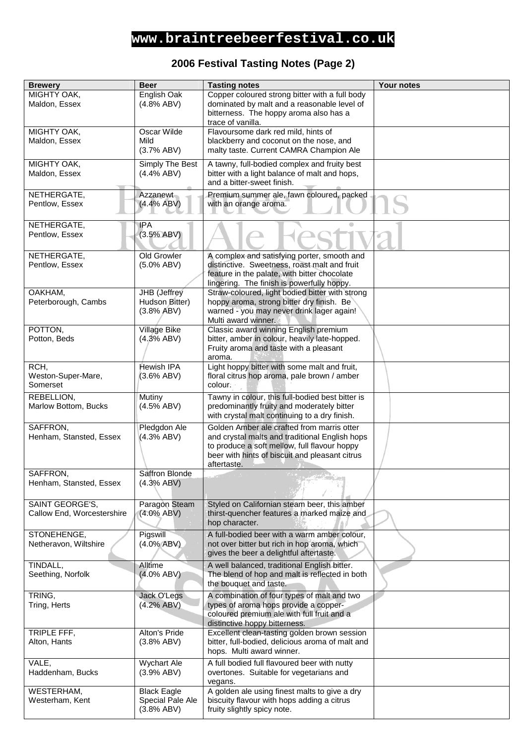# www.braintreebeerfestival.co.uk

## 2006 Festival Tasting Notes (Page 2)

| Brewery | Beer | Tasting notes | Your notes |
|---|---|---|---|
| MIGHTY OAK, Maldon, Essex | English Oak (4.8% ABV) | Copper coloured strong bitter with a full body dominated by malt and a reasonable level of bitterness. The hoppy aroma also has a trace of vanilla. | |
| MIGHTY OAK, Maldon, Essex | Oscar Wilde Mild (3.7% ABV) | Flavoursome dark red mild, hints of blackberry and coconut on the nose, and malty taste. Current CAMRA Champion Ale | |
| MIGHTY OAK, Maldon, Essex | Simply The Best (4.4% ABV) | A tawny, full-bodied complex and fruity best bitter with a light balance of malt and hops, and a bitter-sweet finish. | |
| NETHERGATE, Pentlow, Essex | Azzanewt (4.4% ABV) | Premium summer ale, fawn coloured, packed with an orange aroma. | |
| NETHERGATE, Pentlow, Essex | IPA (3.5% ABV) | | |
| NETHERGATE, Pentlow, Essex | Old Growler (5.0% ABV) | A complex and satisfying porter, smooth and distinctive. Sweetness, roast malt and fruit feature in the palate, with bitter chocolate lingering. The finish is powerfully hoppy. | |
| OAKHAM, Peterborough, Cambs | JHB (Jeffrey Hudson Bitter) (3.8% ABV) | Straw-coloured, light bodied bitter with strong hoppy aroma, strong bitter dry finish. Be warned - you may never drink lager again! Multi award winner. | |
| POTTON, Potton, Beds | Village Bike (4.3% ABV) | Classic award winning English premium bitter, amber in colour, heavily late-hopped. Fruity aroma and taste with a pleasant aroma. | |
| RCH, Weston-Super-Mare, Somerset | Hewish IPA (3.6% ABV) | Light hoppy bitter with some malt and fruit, floral citrus hop aroma, pale brown / amber colour. | |
| REBELLION, Marlow Bottom, Bucks | Mutiny (4.5% ABV) | Tawny in colour, this full-bodied best bitter is predominantly fruity and moderately bitter with crystal malt continuing to a dry finish. | |
| SAFFRON, Henham, Stansted, Essex | Pledgdon Ale (4.3% ABV) | Golden Amber ale crafted from marris otter and crystal malts and traditional English hops to produce a soft mellow, full flavour hoppy beer with hints of biscuit and pleasant citrus aftertaste. | |
| SAFFRON, Henham, Stansted, Essex | Saffron Blonde (4.3% ABV) | | |
| SAINT GEORGE'S, Callow End, Worcestershire | Paragon Steam (4.0% ABV) | Styled on Californian steam beer, this amber thirst-quencher features a marked maize and hop character. | |
| STONEHENGE, Netheravon, Wiltshire | Pigswill (4.0% ABV) | A full-bodied beer with a warm amber colour, not over bitter but rich in hop aroma, which gives the beer a delightful aftertaste. | |
| TINDALL, Seething, Norfolk | Alltime (4.0% ABV) | A well balanced, traditional English bitter. The blend of hop and malt is reflected in both the bouquet and taste. | |
| TRING, Tring, Herts | Jack O'Legs (4.2% ABV) | A combination of four types of malt and two types of aroma hops provide a copper-coloured premium ale with full fruit and a distinctive hoppy bitterness. | |
| TRIPLE FFF, Alton, Hants | Alton's Pride (3.8% ABV) | Excellent clean-tasting golden brown session bitter, full-bodied, delicious aroma of malt and hops. Multi award winner. | |
| VALE, Haddenham, Bucks | Wychart Ale (3.9% ABV) | A full bodied full flavoured beer with nutty overtones. Suitable for vegetarians and vegans. | |
| WESTERHAM, Westerham, Kent | Black Eagle Special Pale Ale (3.8% ABV) | A golden ale using finest malts to give a dry biscuity flavour with hops adding a citrus fruity slightly spicy note. | |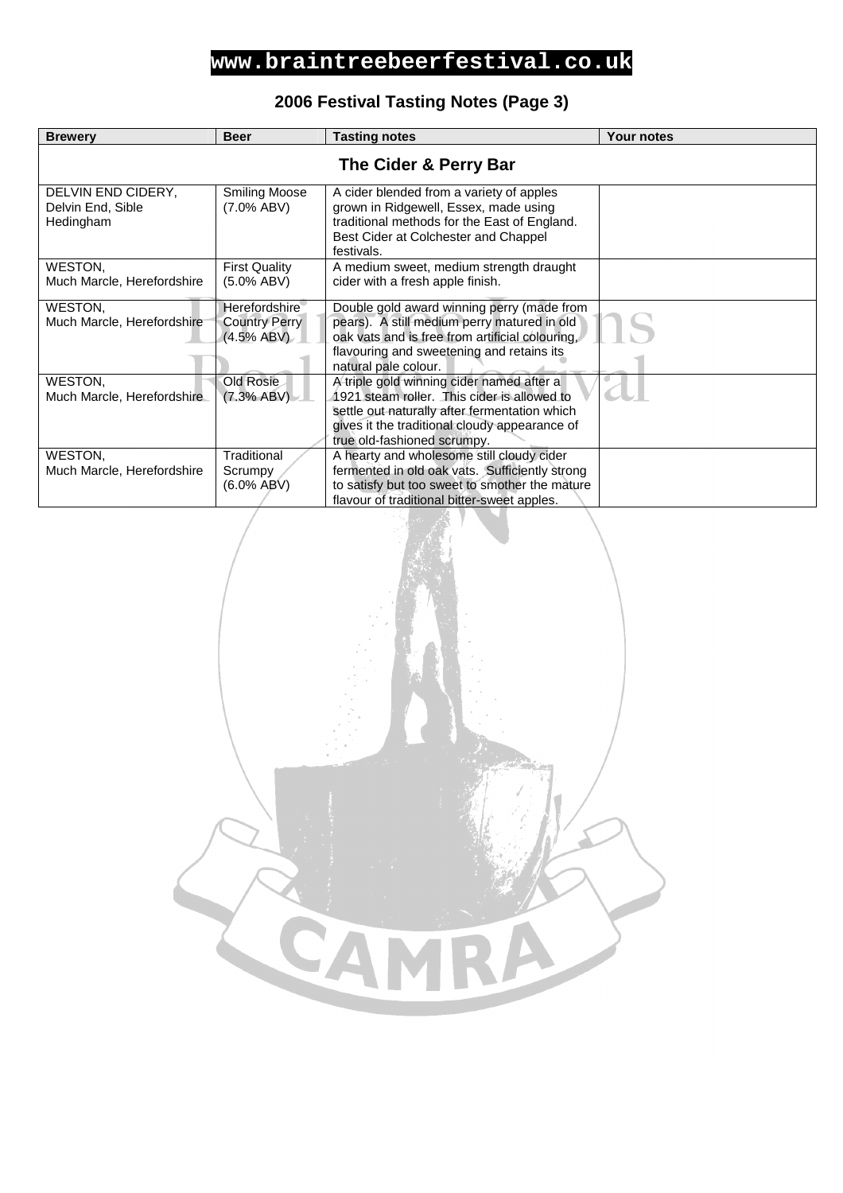# www.braintreebeerfestival.co.uk

## 2006 Festival Tasting Notes (Page 3)

| Brewery | Beer | Tasting notes | Your notes |
|---|---|---|---|
| **The Cider & Perry Bar** | | | |
| DELVIN END CIDERY, Delvin End, Sible Hedingham | Smiling Moose (7.0% ABV) | A cider blended from a variety of apples grown in Ridgewell, Essex, made using traditional methods for the East of England. Best Cider at Colchester and Chappel festivals. | |
| WESTON, Much Marcle, Herefordshire | First Quality (5.0% ABV) | A medium sweet, medium strength draught cider with a fresh apple finish. | |
| WESTON, Much Marcle, Herefordshire | Herefordshire Country Perry (4.5% ABV) | Double gold award winning perry (made from pears). A still medium perry matured in old oak vats and is free from artificial colouring, flavouring and sweetening and retains its natural pale colour. | |
| WESTON, Much Marcle, Herefordshire | Old Rosie (7.3% ABV) | A triple gold winning cider named after a 1921 steam roller. This cider is allowed to settle out naturally after fermentation which gives it the traditional cloudy appearance of true old-fashioned scrumpy. | |
| WESTON, Much Marcle, Herefordshire | Traditional Scrumpy (6.0% ABV) | A hearty and wholesome still cloudy cider fermented in old oak vats. Sufficiently strong to satisfy but too sweet to smother the mature flavour of traditional bitter-sweet apples. | |